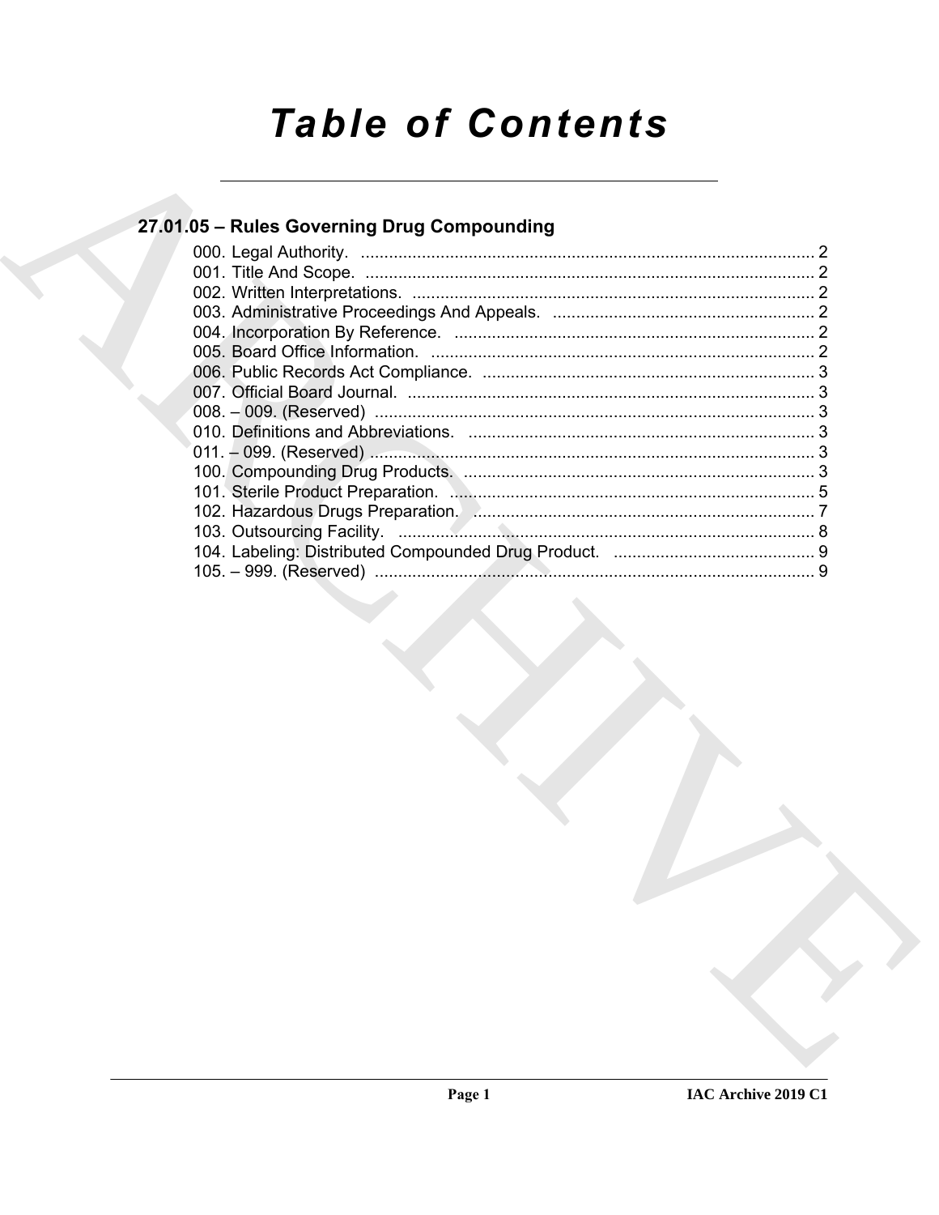# Table of Contents

## 27.01.05 – Rules Governing Drug Compounding

000. Legal Authority. ................................................................................................ 2
001. Title And Scope. ................................................................................................ 2
002. Written Interpretations. ...................................................................................... 2
003. Administrative Proceedings And Appeals. ......................................................... 2
004. Incorporation By Reference. ............................................................................. 2
005. Board Office Information. .................................................................................. 2
006. Public Records Act Compliance. ....................................................................... 3
007. Official Board Journal. ....................................................................................... 3
008. – 009. (Reserved) .............................................................................................. 3
010. Definitions and Abbreviations. .......................................................................... 3
011. – 099. (Reserved) .............................................................................................. 3
100. Compounding Drug Products. ........................................................................... 3
101. Sterile Product Preparation. .............................................................................. 5
102. Hazardous Drugs Preparation. ......................................................................... 7
103. Outsourcing Facility. ......................................................................................... 8
104. Labeling: Distributed Compounded Drug Product. ........................................... 9
105. – 999. (Reserved) .............................................................................................. 9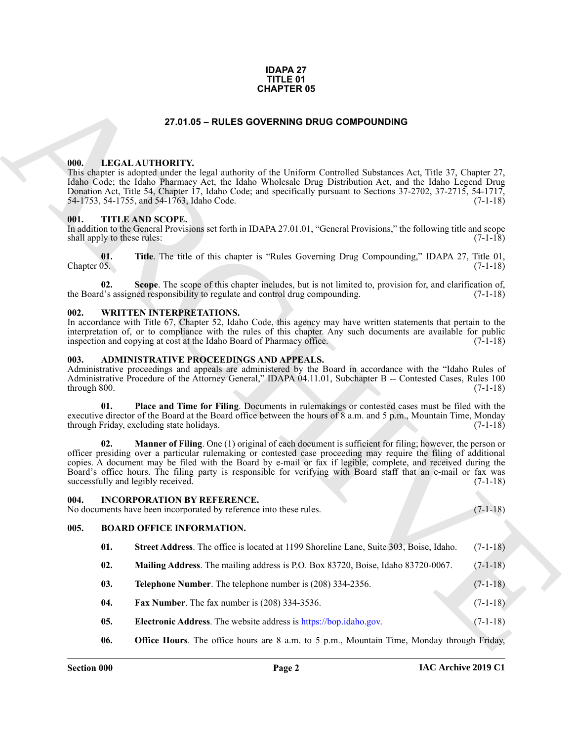**IDAPA 27**
**TITLE 01**
**CHAPTER 05**

## 27.01.05 – RULES GOVERNING DRUG COMPOUNDING

### 000. LEGAL AUTHORITY.

This chapter is adopted under the legal authority of the Uniform Controlled Substances Act, Title 37, Chapter 27, Idaho Code; the Idaho Pharmacy Act, the Idaho Wholesale Drug Distribution Act, and the Idaho Legend Drug Donation Act, Title 54, Chapter 17, Idaho Code; and specifically pursuant to Sections 37-2702, 37-2715, 54-1717, 54-1753, 54-1755, and 54-1763, Idaho Code. (7-1-18)

### 001. TITLE AND SCOPE.

In addition to the General Provisions set forth in IDAPA 27.01.01, "General Provisions," the following title and scope shall apply to these rules: (7-1-18)

**01. Title**. The title of this chapter is "Rules Governing Drug Compounding," IDAPA 27, Title 01, Chapter 05. (7-1-18)

**02. Scope**. The scope of this chapter includes, but is not limited to, provision for, and clarification of, the Board's assigned responsibility to regulate and control drug compounding. (7-1-18)

### 002. WRITTEN INTERPRETATIONS.

In accordance with Title 67, Chapter 52, Idaho Code, this agency may have written statements that pertain to the interpretation of, or to compliance with the rules of this chapter. Any such documents are available for public inspection and copying at cost at the Idaho Board of Pharmacy office. (7-1-18)

### 003. ADMINISTRATIVE PROCEEDINGS AND APPEALS.

Administrative proceedings and appeals are administered by the Board in accordance with the "Idaho Rules of Administrative Procedure of the Attorney General," IDAPA 04.11.01, Subchapter B -- Contested Cases, Rules 100 through 800. (7-1-18)

**01. Place and Time for Filing**. Documents in rulemakings or contested cases must be filed with the executive director of the Board at the Board office between the hours of 8 a.m. and 5 p.m., Mountain Time, Monday through Friday, excluding state holidays. (7-1-18)

**02. Manner of Filing**. One (1) original of each document is sufficient for filing; however, the person or officer presiding over a particular rulemaking or contested case proceeding may require the filing of additional copies. A document may be filed with the Board by e-mail or fax if legible, complete, and received during the Board's office hours. The filing party is responsible for verifying with Board staff that an e-mail or fax was successfully and legibly received. (7-1-18)

### 004. INCORPORATION BY REFERENCE.

No documents have been incorporated by reference into these rules. (7-1-18)

### 005. BOARD OFFICE INFORMATION.

**01. Street Address**. The office is located at 1199 Shoreline Lane, Suite 303, Boise, Idaho. (7-1-18)

**02. Mailing Address**. The mailing address is P.O. Box 83720, Boise, Idaho 83720-0067. (7-1-18)

**03. Telephone Number**. The telephone number is (208) 334-2356. (7-1-18)

**04. Fax Number**. The fax number is (208) 334-3536. (7-1-18)

**05. Electronic Address**. The website address is https://bop.idaho.gov. (7-1-18)

**06. Office Hours**. The office hours are 8 a.m. to 5 p.m., Mountain Time, Monday through Friday,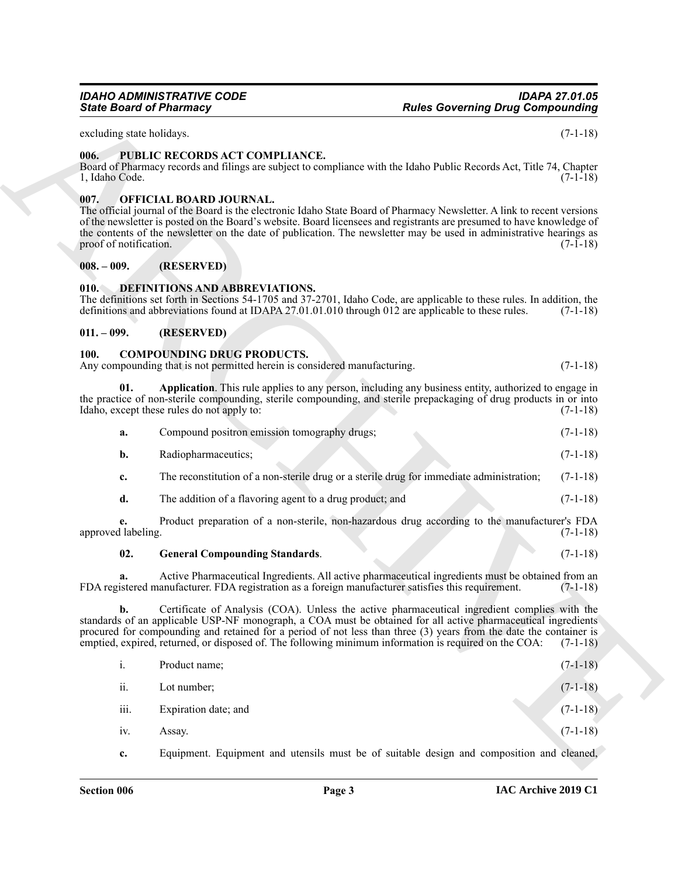excluding state holidays. (7-1-18)

### 006. PUBLIC RECORDS ACT COMPLIANCE.

Board of Pharmacy records and filings are subject to compliance with the Idaho Public Records Act, Title 74, Chapter 1, Idaho Code. (7-1-18)

### 007. OFFICIAL BOARD JOURNAL.

The official journal of the Board is the electronic Idaho State Board of Pharmacy Newsletter. A link to recent versions of the newsletter is posted on the Board's website. Board licensees and registrants are presumed to have knowledge of the contents of the newsletter on the date of publication. The newsletter may be used in administrative hearings as proof of notification. (7-1-18)

### 008. – 009. (RESERVED)

### 010. DEFINITIONS AND ABBREVIATIONS.

The definitions set forth in Sections 54-1705 and 37-2701, Idaho Code, are applicable to these rules. In addition, the definitions and abbreviations found at IDAPA 27.01.01.010 through 012 are applicable to these rules. (7-1-18)

### 011. – 099. (RESERVED)

### 100. COMPOUNDING DRUG PRODUCTS.

Any compounding that is not permitted herein is considered manufacturing. (7-1-18)

**01. Application**. This rule applies to any person, including any business entity, authorized to engage in the practice of non-sterile compounding, sterile compounding, and sterile prepackaging of drug products in or into Idaho, except these rules do not apply to: (7-1-18)

a. Compound positron emission tomography drugs; (7-1-18)

b. Radiopharmaceutics; (7-1-18)

c. The reconstitution of a non-sterile drug or a sterile drug for immediate administration; (7-1-18)

d. The addition of a flavoring agent to a drug product; and (7-1-18)

e. Product preparation of a non-sterile, non-hazardous drug according to the manufacturer's FDA approved labeling. (7-1-18)

**02. General Compounding Standards**. (7-1-18)

a. Active Pharmaceutical Ingredients. All active pharmaceutical ingredients must be obtained from an FDA registered manufacturer. FDA registration as a foreign manufacturer satisfies this requirement. (7-1-18)

b. Certificate of Analysis (COA). Unless the active pharmaceutical ingredient complies with the standards of an applicable USP-NF monograph, a COA must be obtained for all active pharmaceutical ingredients procured for compounding and retained for a period of not less than three (3) years from the date the container is emptied, expired, returned, or disposed of. The following minimum information is required on the COA: (7-1-18)

i. Product name; (7-1-18)

ii. Lot number; (7-1-18)

iii. Expiration date; and (7-1-18)

iv. Assay. (7-1-18)

c. Equipment. Equipment and utensils must be of suitable design and composition and cleaned,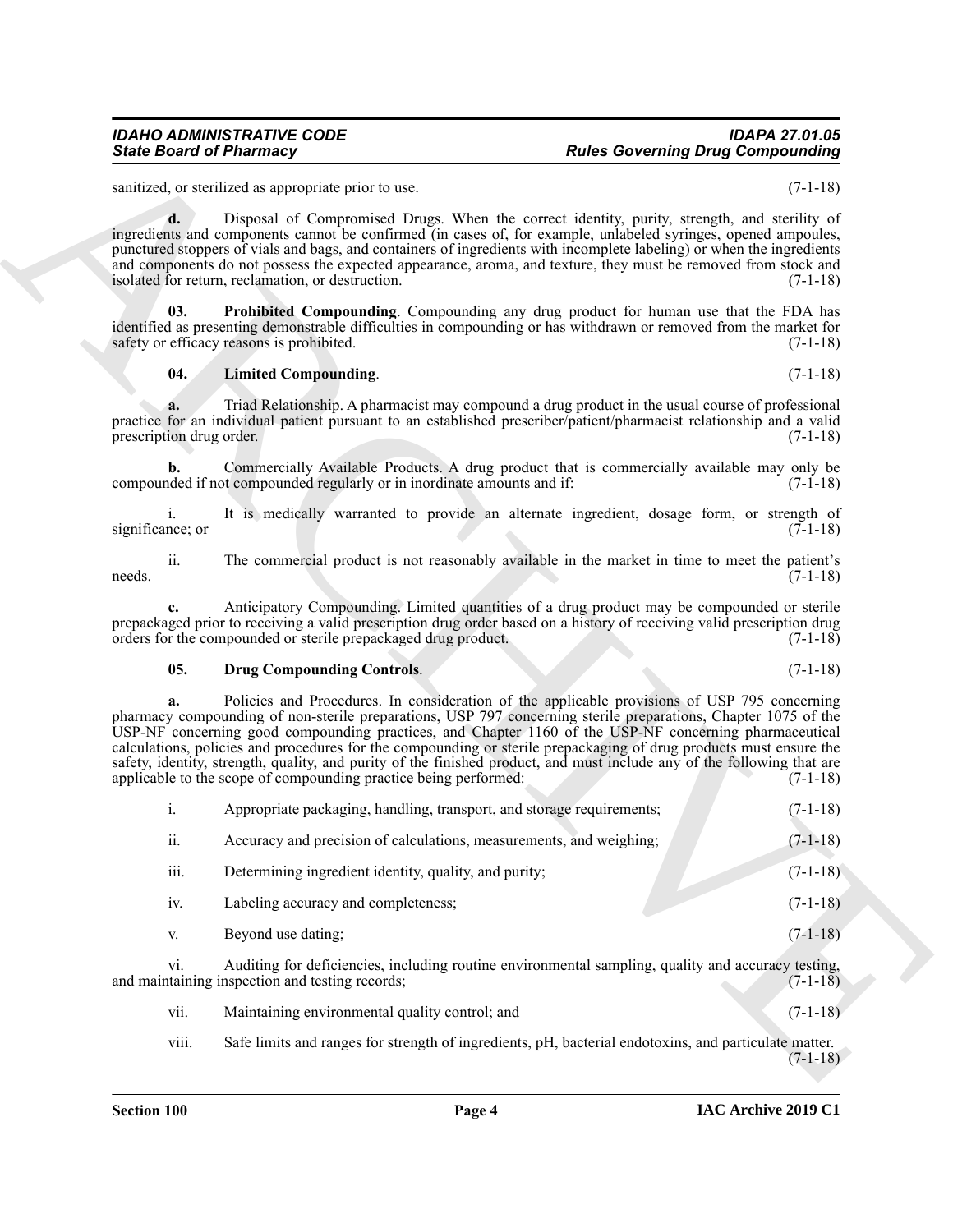sanitized, or sterilized as appropriate prior to use. (7-1-18)

**d.** Disposal of Compromised Drugs. When the correct identity, purity, strength, and sterility of ingredients and components cannot be confirmed (in cases of, for example, unlabeled syringes, opened ampoules, punctured stoppers of vials and bags, and containers of ingredients with incomplete labeling) or when the ingredients and components do not possess the expected appearance, aroma, and texture, they must be removed from stock and isolated for return, reclamation, or destruction. (7-1-18)

**03. Prohibited Compounding**. Compounding any drug product for human use that the FDA has identified as presenting demonstrable difficulties in compounding or has withdrawn or removed from the market for safety or efficacy reasons is prohibited. (7-1-18)

**04. Limited Compounding**. (7-1-18)

**a.** Triad Relationship. A pharmacist may compound a drug product in the usual course of professional practice for an individual patient pursuant to an established prescriber/patient/pharmacist relationship and a valid prescription drug order. (7-1-18)

**b.** Commercially Available Products. A drug product that is commercially available may only be compounded if not compounded regularly or in inordinate amounts and if: (7-1-18)

i. It is medically warranted to provide an alternate ingredient, dosage form, or strength of significance; or (7-1-18)

ii. The commercial product is not reasonably available in the market in time to meet the patient's needs. (7-1-18)

**c.** Anticipatory Compounding. Limited quantities of a drug product may be compounded or sterile prepackaged prior to receiving a valid prescription drug order based on a history of receiving valid prescription drug orders for the compounded or sterile prepackaged drug product. (7-1-18)

**05. Drug Compounding Controls**. (7-1-18)

**a.** Policies and Procedures. In consideration of the applicable provisions of USP 795 concerning pharmacy compounding of non-sterile preparations, USP 797 concerning sterile preparations, Chapter 1075 of the USP-NF concerning good compounding practices, and Chapter 1160 of the USP-NF concerning pharmaceutical calculations, policies and procedures for the compounding or sterile prepackaging of drug products must ensure the safety, identity, strength, quality, and purity of the finished product, and must include any of the following that are applicable to the scope of compounding practice being performed: (7-1-18)

i. Appropriate packaging, handling, transport, and storage requirements; (7-1-18)

ii. Accuracy and precision of calculations, measurements, and weighing; (7-1-18)

iii. Determining ingredient identity, quality, and purity; (7-1-18)

iv. Labeling accuracy and completeness; (7-1-18)

v. Beyond use dating; (7-1-18)

vi. Auditing for deficiencies, including routine environmental sampling, quality and accuracy testing, and maintaining inspection and testing records; (7-1-18)

vii. Maintaining environmental quality control; and (7-1-18)

viii. Safe limits and ranges for strength of ingredients, pH, bacterial endotoxins, and particulate matter. (7-1-18)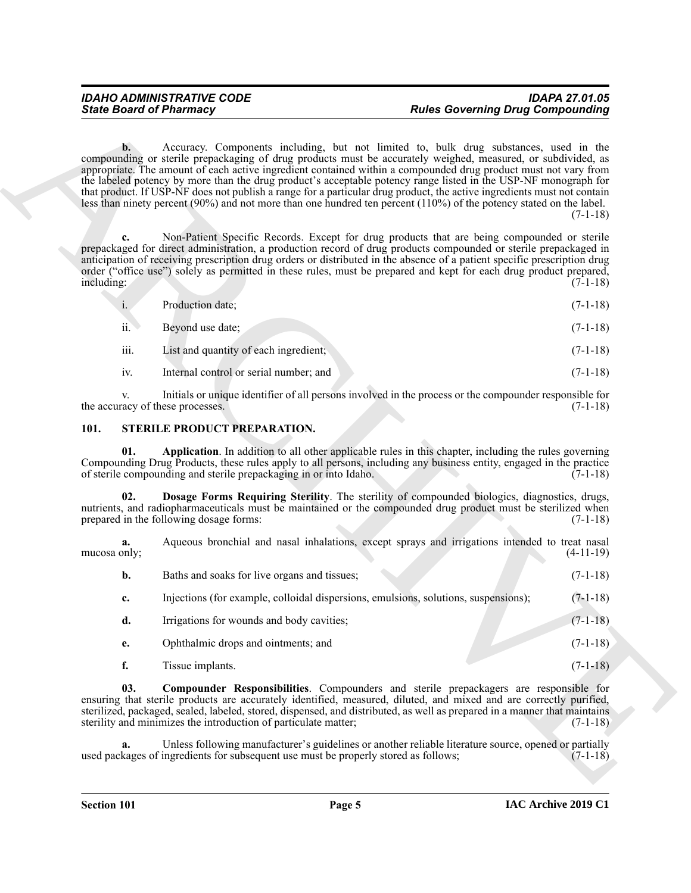**b.** Accuracy. Components including, but not limited to, bulk drug substances, used in the compounding or sterile prepackaging of drug products must be accurately weighed, measured, or subdivided, as appropriate. The amount of each active ingredient contained within a compounded drug product must not vary from the labeled potency by more than the drug product's acceptable potency range listed in the USP-NF monograph for that product. If USP-NF does not publish a range for a particular drug product, the active ingredients must not contain less than ninety percent (90%) and not more than one hundred ten percent (110%) of the potency stated on the label. (7-1-18)

**c.** Non-Patient Specific Records. Except for drug products that are being compounded or sterile prepackaged for direct administration, a production record of drug products compounded or sterile prepackaged in anticipation of receiving prescription drug orders or distributed in the absence of a patient specific prescription drug order ("office use") solely as permitted in these rules, must be prepared and kept for each drug product prepared, including: (7-1-18)

i. Production date; (7-1-18)

ii. Beyond use date; (7-1-18)

iii. List and quantity of each ingredient; (7-1-18)

iv. Internal control or serial number; and (7-1-18)

v. Initials or unique identifier of all persons involved in the process or the compounder responsible for the accuracy of these processes. (7-1-18)

## 101. STERILE PRODUCT PREPARATION.

**01. Application**. In addition to all other applicable rules in this chapter, including the rules governing Compounding Drug Products, these rules apply to all persons, including any business entity, engaged in the practice of sterile compounding and sterile prepackaging in or into Idaho. (7-1-18)

**02. Dosage Forms Requiring Sterility**. The sterility of compounded biologics, diagnostics, drugs, nutrients, and radiopharmaceuticals must be maintained or the compounded drug product must be sterilized when prepared in the following dosage forms: (7-1-18)

**a.** Aqueous bronchial and nasal inhalations, except sprays and irrigations intended to treat nasal mucosa only; (4-11-19)

**b.** Baths and soaks for live organs and tissues; (7-1-18)

**c.** Injections (for example, colloidal dispersions, emulsions, solutions, suspensions); (7-1-18)

**d.** Irrigations for wounds and body cavities; (7-1-18)

**e.** Ophthalmic drops and ointments; and (7-1-18)

**f.** Tissue implants. (7-1-18)

**03. Compounder Responsibilities**. Compounders and sterile prepackagers are responsible for ensuring that sterile products are accurately identified, measured, diluted, and mixed and are correctly purified, sterilized, packaged, sealed, labeled, stored, dispensed, and distributed, as well as prepared in a manner that maintains sterility and minimizes the introduction of particulate matter; (7-1-18)

**a.** Unless following manufacturer's guidelines or another reliable literature source, opened or partially used packages of ingredients for subsequent use must be properly stored as follows; (7-1-18)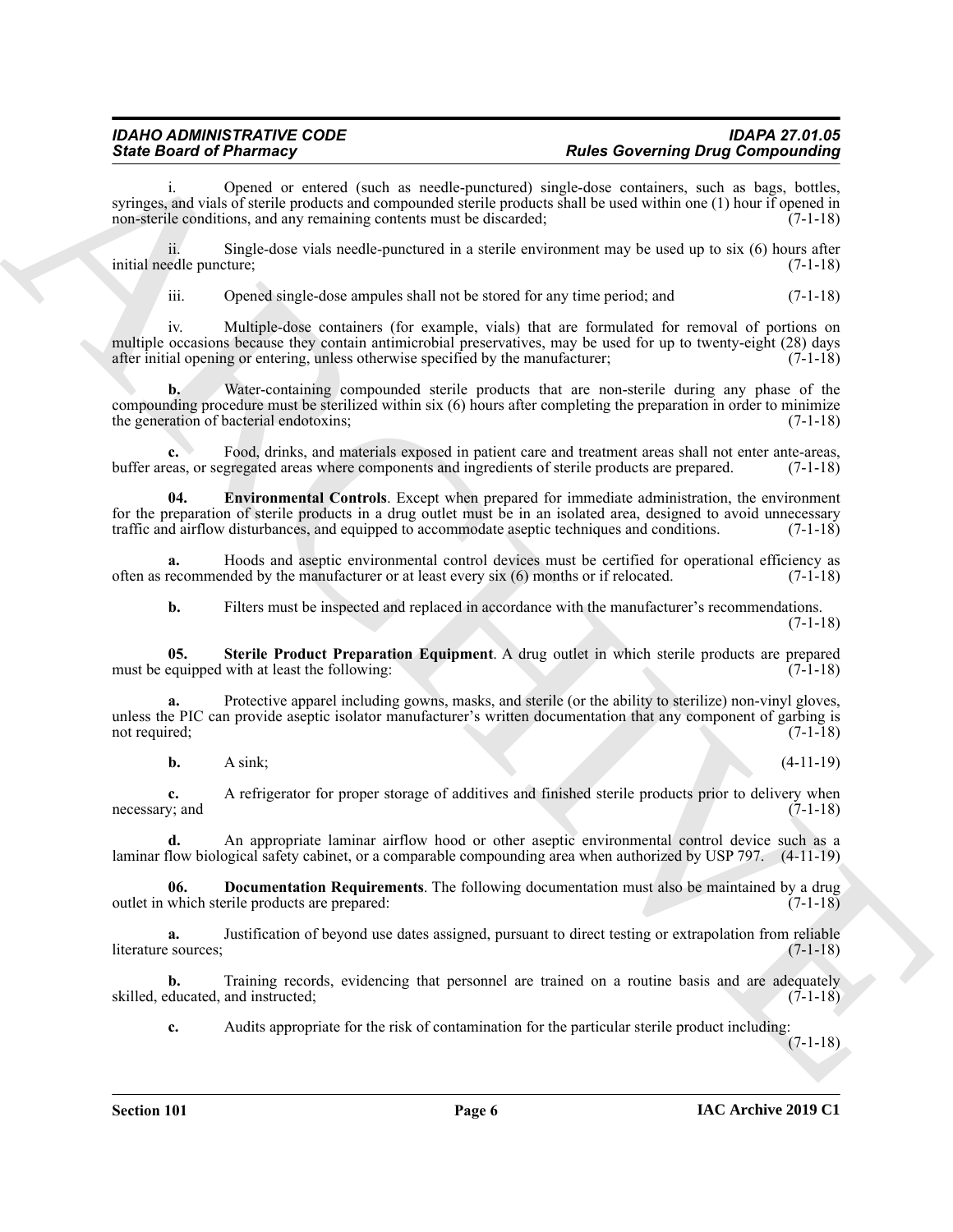i. Opened or entered (such as needle-punctured) single-dose containers, such as bags, bottles, syringes, and vials of sterile products and compounded sterile products shall be used within one (1) hour if opened in non-sterile conditions, and any remaining contents must be discarded; (7-1-18)

ii. Single-dose vials needle-punctured in a sterile environment may be used up to six (6) hours after initial needle puncture; (7-1-18)

iii. Opened single-dose ampules shall not be stored for any time period; and (7-1-18)

iv. Multiple-dose containers (for example, vials) that are formulated for removal of portions on multiple occasions because they contain antimicrobial preservatives, may be used for up to twenty-eight (28) days after initial opening or entering, unless otherwise specified by the manufacturer; (7-1-18)

**b.** Water-containing compounded sterile products that are non-sterile during any phase of the compounding procedure must be sterilized within six (6) hours after completing the preparation in order to minimize the generation of bacterial endotoxins; (7-1-18)

**c.** Food, drinks, and materials exposed in patient care and treatment areas shall not enter ante-areas, buffer areas, or segregated areas where components and ingredients of sterile products are prepared. (7-1-18)

**04. Environmental Controls**. Except when prepared for immediate administration, the environment for the preparation of sterile products in a drug outlet must be in an isolated area, designed to avoid unnecessary traffic and airflow disturbances, and equipped to accommodate aseptic techniques and conditions. (7-1-18)

**a.** Hoods and aseptic environmental control devices must be certified for operational efficiency as often as recommended by the manufacturer or at least every six (6) months or if relocated. (7-1-18)

**b.** Filters must be inspected and replaced in accordance with the manufacturer's recommendations. (7-1-18)

**05. Sterile Product Preparation Equipment**. A drug outlet in which sterile products are prepared must be equipped with at least the following: (7-1-18)

**a.** Protective apparel including gowns, masks, and sterile (or the ability to sterilize) non-vinyl gloves, unless the PIC can provide aseptic isolator manufacturer's written documentation that any component of garbing is not required; (7-1-18)

**b.** A sink; (4-11-19)

**c.** A refrigerator for proper storage of additives and finished sterile products prior to delivery when necessary; and (7-1-18)

**d.** An appropriate laminar airflow hood or other aseptic environmental control device such as a laminar flow biological safety cabinet, or a comparable compounding area when authorized by USP 797. (4-11-19)

**06. Documentation Requirements**. The following documentation must also be maintained by a drug outlet in which sterile products are prepared: (7-1-18)

**a.** Justification of beyond use dates assigned, pursuant to direct testing or extrapolation from reliable literature sources; (7-1-18)

**b.** Training records, evidencing that personnel are trained on a routine basis and are adequately skilled, educated, and instructed; (7-1-18)

**c.** Audits appropriate for the risk of contamination for the particular sterile product including: (7-1-18)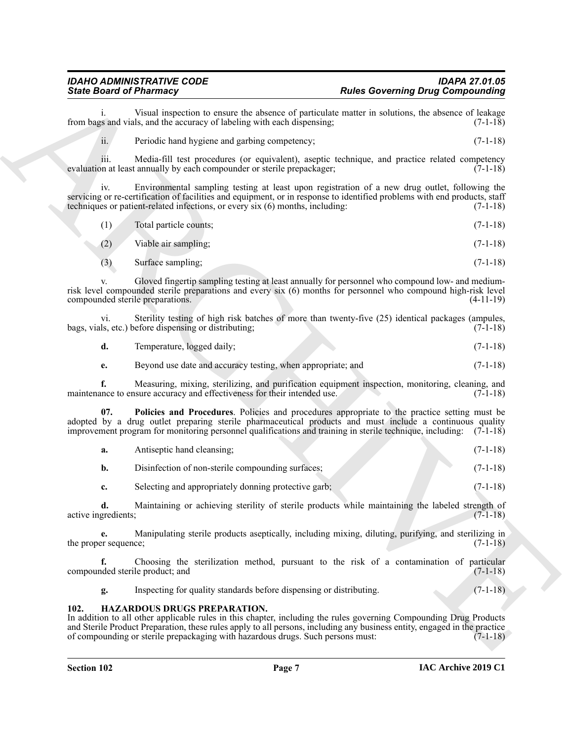i. Visual inspection to ensure the absence of particulate matter in solutions, the absence of leakage from bags and vials, and the accuracy of labeling with each dispensing; (7-1-18)

ii. Periodic hand hygiene and garbing competency; (7-1-18)

iii. Media-fill test procedures (or equivalent), aseptic technique, and practice related competency evaluation at least annually by each compounder or sterile prepackager; (7-1-18)

iv. Environmental sampling testing at least upon registration of a new drug outlet, following the servicing or re-certification of facilities and equipment, or in response to identified problems with end products, staff techniques or patient-related infections, or every six (6) months, including: (7-1-18)

(1) Total particle counts; (7-1-18)

(2) Viable air sampling; (7-1-18)

(3) Surface sampling; (7-1-18)

v. Gloved fingertip sampling testing at least annually for personnel who compound low- and medium-risk level compounded sterile preparations and every six (6) months for personnel who compound high-risk level compounded sterile preparations. (4-11-19)

vi. Sterility testing of high risk batches of more than twenty-five (25) identical packages (ampules, bags, vials, etc.) before dispensing or distributing; (7-1-18)

**d.** Temperature, logged daily; (7-1-18)

**e.** Beyond use date and accuracy testing, when appropriate; and (7-1-18)

**f.** Measuring, mixing, sterilizing, and purification equipment inspection, monitoring, cleaning, and maintenance to ensure accuracy and effectiveness for their intended use. (7-1-18)

**07. Policies and Procedures**. Policies and procedures appropriate to the practice setting must be adopted by a drug outlet preparing sterile pharmaceutical products and must include a continuous quality improvement program for monitoring personnel qualifications and training in sterile technique, including: (7-1-18)

**a.** Antiseptic hand cleansing; (7-1-18)

**b.** Disinfection of non-sterile compounding surfaces; (7-1-18)

**c.** Selecting and appropriately donning protective garb; (7-1-18)

**d.** Maintaining or achieving sterility of sterile products while maintaining the labeled strength of active ingredients; (7-1-18)

**e.** Manipulating sterile products aseptically, including mixing, diluting, purifying, and sterilizing in the proper sequence; (7-1-18)

**f.** Choosing the sterilization method, pursuant to the risk of a contamination of particular compounded sterile product; and (7-1-18)

**g.** Inspecting for quality standards before dispensing or distributing. (7-1-18)

## 102. HAZARDOUS DRUGS PREPARATION.

In addition to all other applicable rules in this chapter, including the rules governing Compounding Drug Products and Sterile Product Preparation, these rules apply to all persons, including any business entity, engaged in the practice of compounding or sterile prepackaging with hazardous drugs. Such persons must: (7-1-18)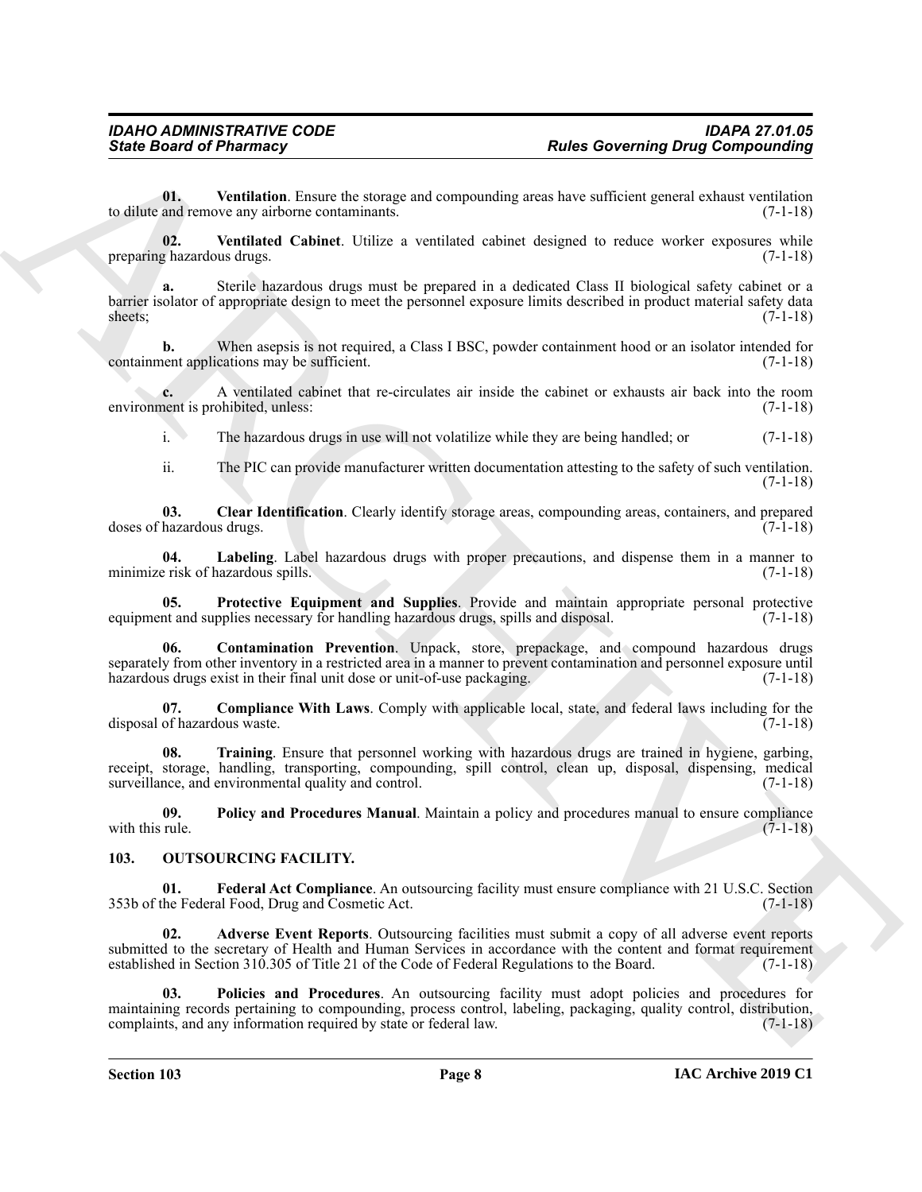**01. Ventilation**. Ensure the storage and compounding areas have sufficient general exhaust ventilation to dilute and remove any airborne contaminants. (7-1-18)

**02. Ventilated Cabinet**. Utilize a ventilated cabinet designed to reduce worker exposures while preparing hazardous drugs. (7-1-18)

**a.** Sterile hazardous drugs must be prepared in a dedicated Class II biological safety cabinet or a barrier isolator of appropriate design to meet the personnel exposure limits described in product material safety data sheets; (7-1-18)

**b.** When asepsis is not required, a Class I BSC, powder containment hood or an isolator intended for containment applications may be sufficient. (7-1-18)

**c.** A ventilated cabinet that re-circulates air inside the cabinet or exhausts air back into the room environment is prohibited, unless: (7-1-18)

i. The hazardous drugs in use will not volatilize while they are being handled; or (7-1-18)

ii. The PIC can provide manufacturer written documentation attesting to the safety of such ventilation. (7-1-18)

**03. Clear Identification**. Clearly identify storage areas, compounding areas, containers, and prepared doses of hazardous drugs. (7-1-18)

**04. Labeling**. Label hazardous drugs with proper precautions, and dispense them in a manner to minimize risk of hazardous spills. (7-1-18)

**05. Protective Equipment and Supplies**. Provide and maintain appropriate personal protective equipment and supplies necessary for handling hazardous drugs, spills and disposal. (7-1-18)

**06. Contamination Prevention**. Unpack, store, prepackage, and compound hazardous drugs separately from other inventory in a restricted area in a manner to prevent contamination and personnel exposure until hazardous drugs exist in their final unit dose or unit-of-use packaging. (7-1-18)

**07. Compliance With Laws**. Comply with applicable local, state, and federal laws including for the disposal of hazardous waste. (7-1-18)

**08. Training**. Ensure that personnel working with hazardous drugs are trained in hygiene, garbing, receipt, storage, handling, transporting, compounding, spill control, clean up, disposal, dispensing, medical surveillance, and environmental quality and control. (7-1-18)

**09. Policy and Procedures Manual**. Maintain a policy and procedures manual to ensure compliance with this rule. (7-1-18)

## 103. OUTSOURCING FACILITY.

**01. Federal Act Compliance**. An outsourcing facility must ensure compliance with 21 U.S.C. Section 353b of the Federal Food, Drug and Cosmetic Act. (7-1-18)

**02. Adverse Event Reports**. Outsourcing facilities must submit a copy of all adverse event reports submitted to the secretary of Health and Human Services in accordance with the content and format requirement established in Section 310.305 of Title 21 of the Code of Federal Regulations to the Board. (7-1-18)

**03. Policies and Procedures**. An outsourcing facility must adopt policies and procedures for maintaining records pertaining to compounding, process control, labeling, packaging, quality control, distribution, complaints, and any information required by state or federal law. (7-1-18)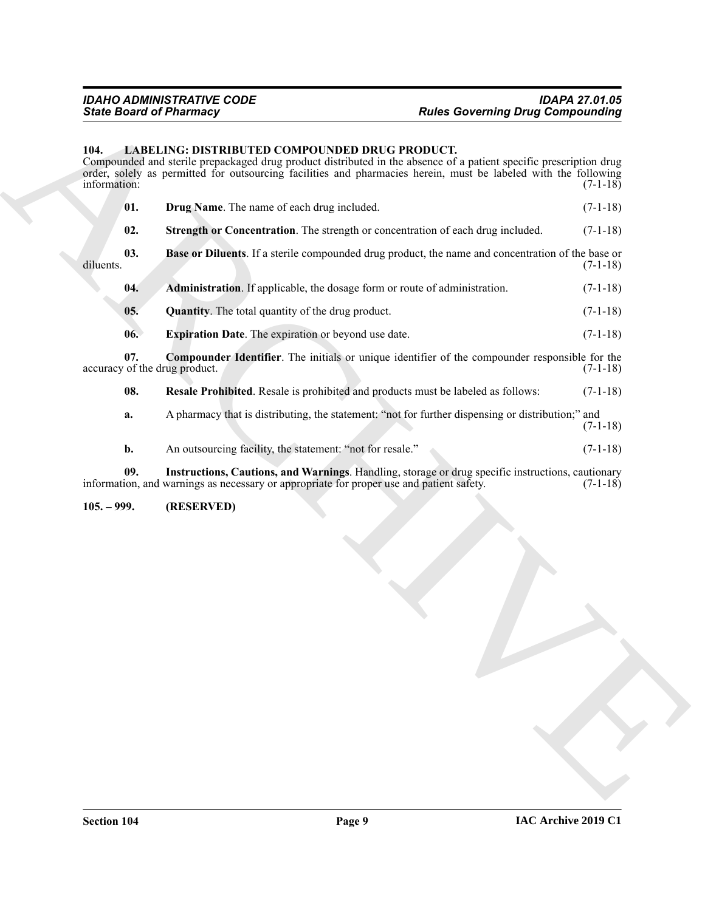## 104. LABELING: DISTRIBUTED COMPOUNDED DRUG PRODUCT.

Compounded and sterile prepackaged drug product distributed in the absence of a patient specific prescription drug order, solely as permitted for outsourcing facilities and pharmacies herein, must be labeled with the following information: (7-1-18)

**01. Drug Name**. The name of each drug included. (7-1-18)

**02. Strength or Concentration**. The strength or concentration of each drug included. (7-1-18)

**03. Base or Diluents**. If a sterile compounded drug product, the name and concentration of the base or diluents. (7-1-18)

**04. Administration**. If applicable, the dosage form or route of administration. (7-1-18)

**05. Quantity**. The total quantity of the drug product. (7-1-18)

**06. Expiration Date**. The expiration or beyond use date. (7-1-18)

**07. Compounder Identifier**. The initials or unique identifier of the compounder responsible for the accuracy of the drug product. (7-1-18)

**08. Resale Prohibited**. Resale is prohibited and products must be labeled as follows: (7-1-18)

**a.** A pharmacy that is distributing, the statement: "not for further dispensing or distribution;" and (7-1-18)

**b.** An outsourcing facility, the statement: "not for resale." (7-1-18)

**09. Instructions, Cautions, and Warnings**. Handling, storage or drug specific instructions, cautionary information, and warnings as necessary or appropriate for proper use and patient safety. (7-1-18)

## 105. – 999. (RESERVED)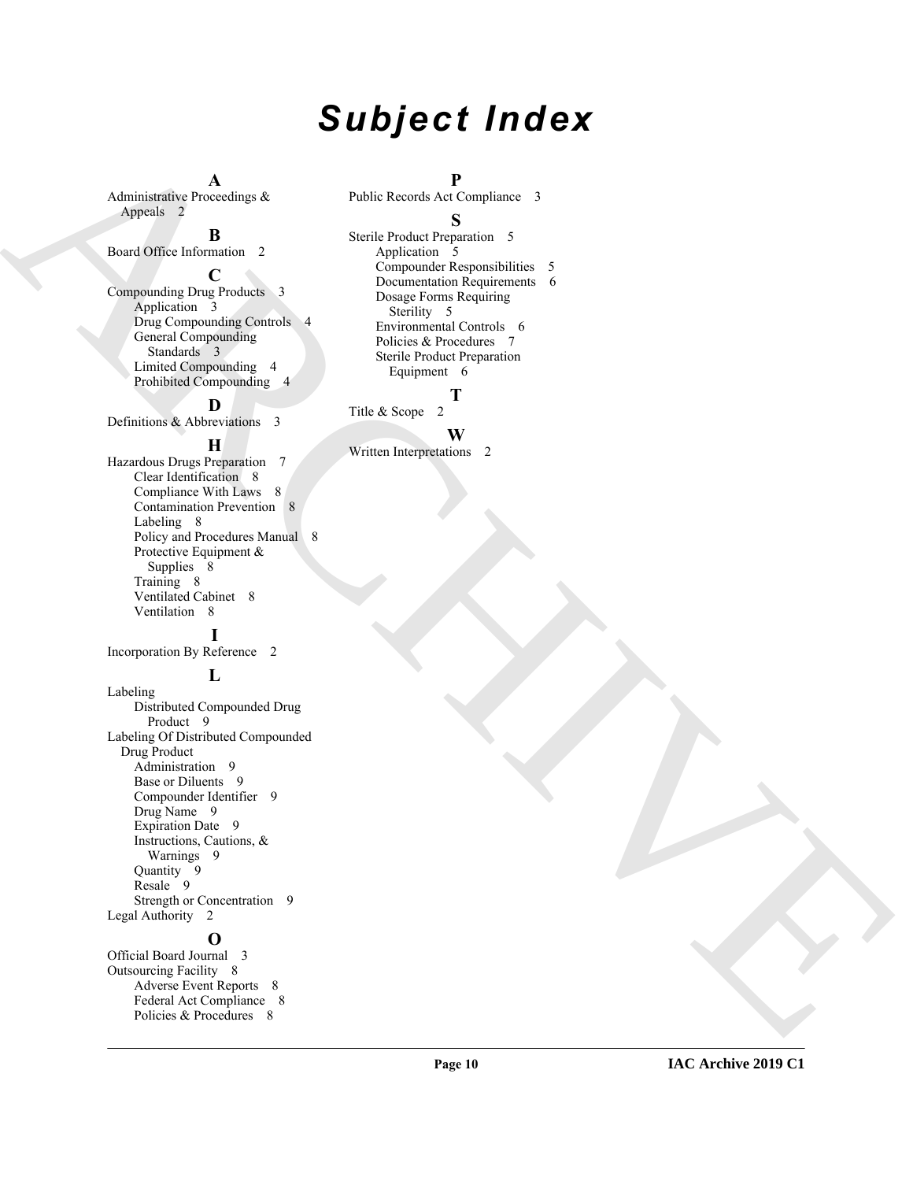# Subject Index

**A**

Administrative Proceedings & Appeals 2

**B**

Board Office Information 2

**C**

Compounding Drug Products 3
- Application 3
- Drug Compounding Controls 4
- General Compounding Standards 3
- Limited Compounding 4
- Prohibited Compounding 4

**D**

Definitions & Abbreviations 3

**H**

Hazardous Drugs Preparation 7
- Clear Identification 8
- Compliance With Laws 8
- Contamination Prevention 8
- Labeling 8
- Policy and Procedures Manual 8
- Protective Equipment & Supplies 8
- Training 8
- Ventilated Cabinet 8
- Ventilation 8

**I**

Incorporation By Reference 2

**L**

Labeling
- Distributed Compounded Drug Product 9

Labeling Of Distributed Compounded Drug Product
- Administration 9
- Base or Diluents 9
- Compounder Identifier 9
- Drug Name 9
- Expiration Date 9
- Instructions, Cautions, & Warnings 9
- Quantity 9
- Resale 9
- Strength or Concentration 9

Legal Authority 2

**O**

Official Board Journal 3

Outsourcing Facility 8
- Adverse Event Reports 8
- Federal Act Compliance 8
- Policies & Procedures 8

**P**

Public Records Act Compliance 3

**S**

Sterile Product Preparation 5
- Application 5
- Compounder Responsibilities 5
- Documentation Requirements 6
- Dosage Forms Requiring Sterility 5
- Environmental Controls 6
- Policies & Procedures 7
- Sterile Product Preparation Equipment 6

**T**

Title & Scope 2

**W**

Written Interpretations 2